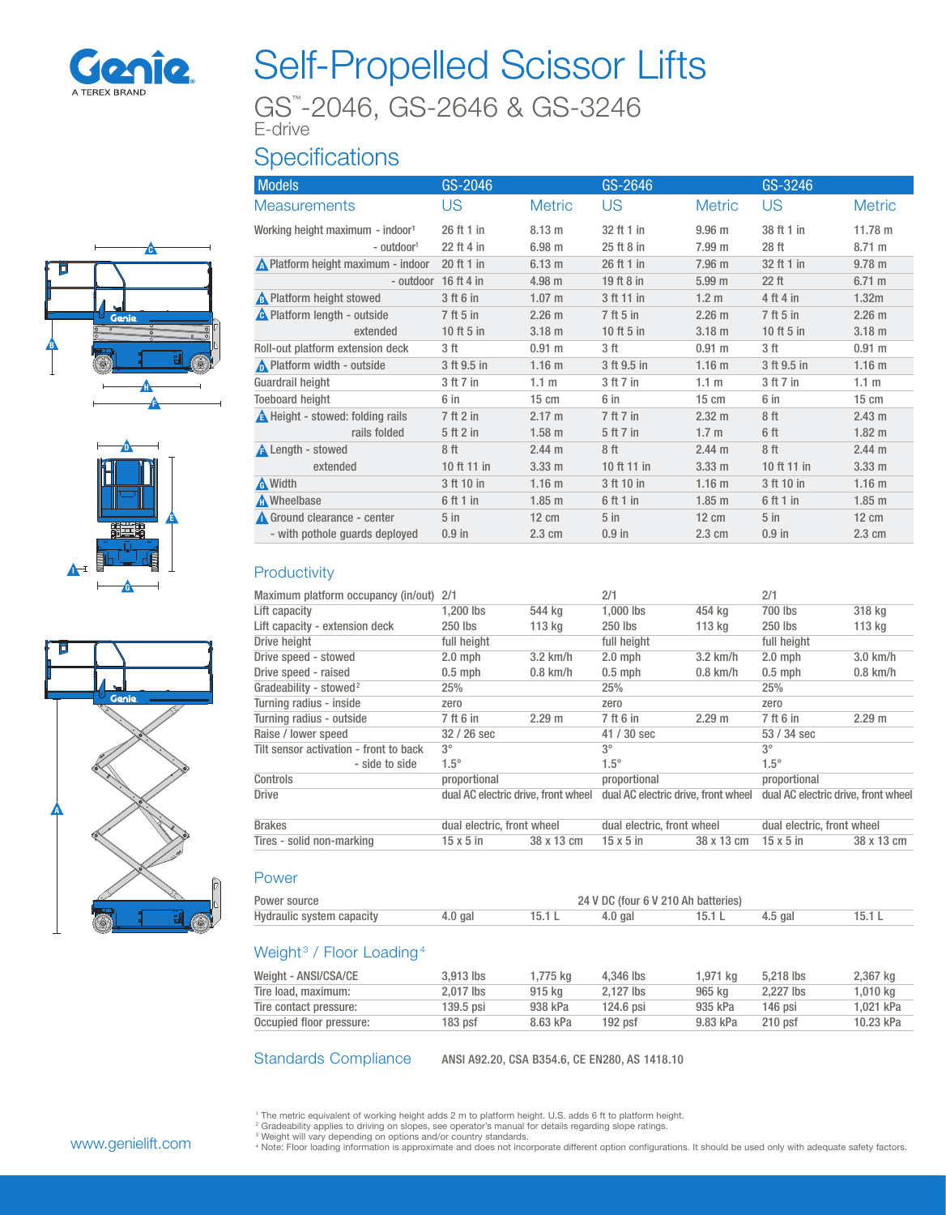Genie A TEREX BRAND

# Self-Propelled Scissor Lifts

## GS™-2046, GS-2646 & GS-3246

E-drive

## Specifications

| Models | GS-2046 | | GS-2646 | | GS-3246 | |
|---|---|---|---|---|---|---|
| Measurements | US | Metric | US | Metric | US | Metric |
| Working height maximum - indoor[1] | 26 ft 1 in | 8.13 m | 32 ft 1 in | 9.96 m | 38 ft 1 in | 11.78 m |
| - outdoor[1] | 22 ft 4 in | 6.98 m | 25 ft 8 in | 7.99 m | 28 ft | 8.71 m |
| A Platform height maximum - indoor | 20 ft 1 in | 6.13 m | 26 ft 1 in | 7.96 m | 32 ft 1 in | 9.78 m |
| - outdoor | 16 ft 4 in | 4.98 m | 19 ft 8 in | 5.99 m | 22 ft | 6.71 m |
| B Platform height stowed | 3 ft 6 in | 1.07 m | 3 ft 11 in | 1.2 m | 4 ft 4 in | 1.32m |
| C Platform length - outside | 7 ft 5 in | 2.26 m | 7 ft 5 in | 2.26 m | 7 ft 5 in | 2.26 m |
| extended | 10 ft 5 in | 3.18 m | 10 ft 5 in | 3.18 m | 10 ft 5 in | 3.18 m |
| Roll-out platform extension deck | 3 ft | 0.91 m | 3 ft | 0.91 m | 3 ft | 0.91 m |
| D Platform width - outside | 3 ft 9.5 in | 1.16 m | 3 ft 9.5 in | 1.16 m | 3 ft 9.5 in | 1.16 m |
| Guardrail height | 3 ft 7 in | 1.1 m | 3 ft 7 in | 1.1 m | 3 ft 7 in | 1.1 m |
| Toeboard height | 6 in | 15 cm | 6 in | 15 cm | 6 in | 15 cm |
| E Height - stowed: folding rails | 7 ft 2 in | 2.17 m | 7 ft 7 in | 2.32 m | 8 ft | 2.43 m |
| rails folded | 5 ft 2 in | 1.58 m | 5 ft 7 in | 1.7 m | 6 ft | 1.82 m |
| F Length - stowed | 8 ft | 2.44 m | 8 ft | 2.44 m | 8 ft | 2.44 m |
| extended | 10 ft 11 in | 3.33 m | 10 ft 11 in | 3.33 m | 10 ft 11 in | 3.33 m |
| G Width | 3 ft 10 in | 1.16 m | 3 ft 10 in | 1.16 m | 3 ft 10 in | 1.16 m |
| H Wheelbase | 6 ft 1 in | 1.85 m | 6 ft 1 in | 1.85 m | 6 ft 1 in | 1.85 m |
| I Ground clearance - center | 5 in | 12 cm | 5 in | 12 cm | 5 in | 12 cm |
| - with pothole guards deployed | 0.9 in | 2.3 cm | 0.9 in | 2.3 cm | 0.9 in | 2.3 cm |

### Productivity

| | GS-2046 | | GS-2646 | | GS-3246 | |
|---|---|---|---|---|---|---|
| Maximum platform occupancy (in/out) | 2/1 | | 2/1 | | 2/1 | |
| Lift capacity | 1,200 lbs | 544 kg | 1,000 lbs | 454 kg | 700 lbs | 318 kg |
| Lift capacity - extension deck | 250 lbs | 113 kg | 250 lbs | 113 kg | 250 lbs | 113 kg |
| Drive height | full height | | full height | | full height | |
| Drive speed - stowed | 2.0 mph | 3.2 km/h | 2.0 mph | 3.2 km/h | 2.0 mph | 3.0 km/h |
| Drive speed - raised | 0.5 mph | 0.8 km/h | 0.5 mph | 0.8 km/h | 0.5 mph | 0.8 km/h |
| Gradeability - stowed[2] | 25% | | 25% | | 25% | |
| Turning radius - inside | zero | | zero | | zero | |
| Turning radius - outside | 7 ft 6 in | 2.29 m | 7 ft 6 in | 2.29 m | 7 ft 6 in | 2.29 m |
| Raise / lower speed | 32 / 26 sec | | 41 / 30 sec | | 53 / 34 sec | |
| Tilt sensor activation - front to back | 3° | | 3° | | 3° | |
| - side to side | 1.5° | | 1.5° | | 1.5° | |
| Controls | proportional | | proportional | | proportional | |
| Drive | dual AC electric drive, front wheel | | dual AC electric drive, front wheel | | dual AC electric drive, front wheel | |
| Brakes | dual electric, front wheel | | dual electric, front wheel | | dual electric, front wheel | |
| Tires - solid non-marking | 15 x 5 in | 38 x 13 cm | 15 x 5 in | 38 x 13 cm | 15 x 5 in | 38 x 13 cm |

### Power

| | GS-2046 | | GS-2646 | | GS-3246 | |
|---|---|---|---|---|---|---|
| Power source | 24 V DC (four 6 V 210 Ah batteries) | | | | | |
| Hydraulic system capacity | 4.0 gal | 15.1 L | 4.0 gal | 15.1 L | 4.5 gal | 15.1 L |

### Weight[3] / Floor Loading[4]

| | GS-2046 | | GS-2646 | | GS-3246 | |
|---|---|---|---|---|---|---|
| Weight - ANSI/CSA/CE | 3,913 lbs | 1,775 kg | 4,346 lbs | 1,971 kg | 5,218 lbs | 2,367 kg |
| Tire load, maximum: | 2,017 lbs | 915 kg | 2,127 lbs | 965 kg | 2,227 lbs | 1,010 kg |
| Tire contact pressure: | 139.5 psi | 938 kPa | 124.6 psi | 935 kPa | 146 psi | 1,021 kPa |
| Occupied floor pressure: | 183 psf | 8.63 kPa | 192 psf | 9.83 kPa | 210 psf | 10.23 kPa |

### Standards Compliance

ANSI A92.20, CSA B354.6, CE EN280, AS 1418.10

[1] The metric equivalent of working height adds 2 m to platform height. U.S. adds 6 ft to platform height.
[2] Gradeability applies to driving on slopes, see operator's manual for details regarding slope ratings.
[3] Weight will vary depending on options and/or country standards.
[4] Note: Floor loading information is approximate and does not incorporate different option configurations. It should be used only with adequate safety factors.

www.genielift.com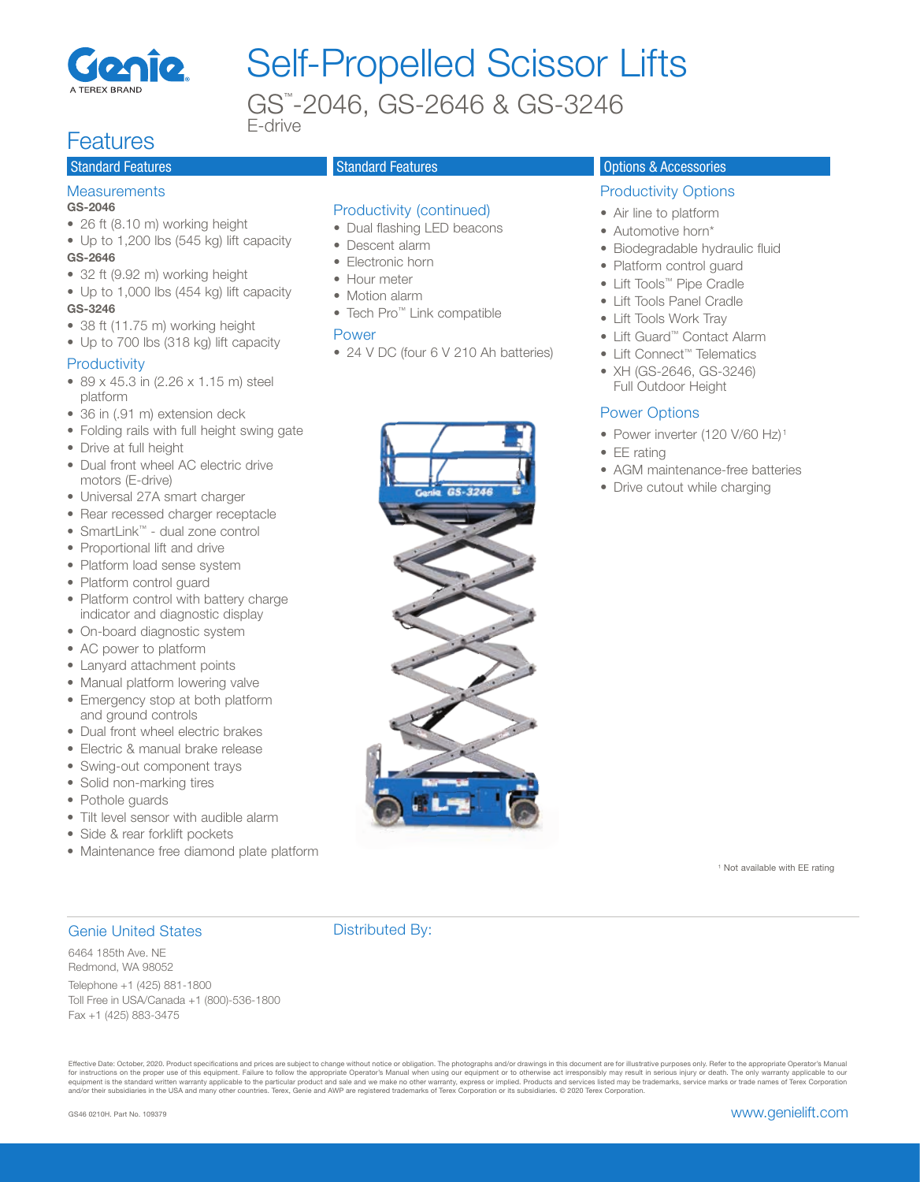# Self-Propelled Scissor Lifts

## GS™-2046, GS-2646 & GS-3246

E-drive

## Features

### Standard Features

#### Measurements

**GS-2046**

- 26 ft (8.10 m) working height
- Up to 1,200 lbs (545 kg) lift capacity

**GS-2646**

- 32 ft (9.92 m) working height
- Up to 1,000 lbs (454 kg) lift capacity

**GS-3246**

- 38 ft (11.75 m) working height
- Up to 700 lbs (318 kg) lift capacity

#### Productivity

- 89 x 45.3 in (2.26 x 1.15 m) steel platform
- 36 in (.91 m) extension deck
- Folding rails with full height swing gate
- Drive at full height
- Dual front wheel AC electric drive motors (E-drive)
- Universal 27A smart charger
- Rear recessed charger receptacle
- SmartLink™ - dual zone control
- Proportional lift and drive
- Platform load sense system
- Platform control guard
- Platform control with battery charge indicator and diagnostic display
- On-board diagnostic system
- AC power to platform
- Lanyard attachment points
- Manual platform lowering valve
- Emergency stop at both platform and ground controls
- Dual front wheel electric brakes
- Electric & manual brake release
- Swing-out component trays
- Solid non-marking tires
- Pothole guards
- Tilt level sensor with audible alarm
- Side & rear forklift pockets
- Maintenance free diamond plate platform

### Standard Features

#### Productivity (continued)

- Dual flashing LED beacons
- Descent alarm
- Electronic horn
- Hour meter
- Motion alarm
- Tech Pro™ Link compatible

#### Power

- 24 V DC (four 6 V 210 Ah batteries)

### Options & Accessories

#### Productivity Options

- Air line to platform
- Automotive horn*
- Biodegradable hydraulic fluid
- Platform control guard
- Lift Tools™ Pipe Cradle
- Lift Tools Panel Cradle
- Lift Tools Work Tray
- Lift Guard™ Contact Alarm
- Lift Connect™ Telematics
- XH (GS-2646, GS-3246) Full Outdoor Height

#### Power Options

- Power inverter (120 V/60 Hz)[1]
- EE rating
- AGM maintenance-free batteries
- Drive cutout while charging

[1] Not available with EE rating

### Genie United States

6464 185th Ave. NE
Redmond, WA 98052

Telephone +1 (425) 881-1800
Toll Free in USA/Canada +1 (800)-536-1800
Fax +1 (425) 883-3475

### Distributed By:

Effective Date: October, 2020. Product specifications and prices are subject to change without notice or obligation. The photographs and/or drawings in this document are for illustrative purposes only. Refer to the appropriate Operator's Manual for instructions on the proper use of this equipment. Failure to follow the appropriate Operator's Manual when using our equipment or to otherwise act irresponsibly may result in serious injury or death. The only warranty applicable to our equipment is the standard written warranty applicable to the particular product and sale and we make no other warranty, express or implied. Products and services listed may be trademarks, service marks or trade names of Terex Corporation and/or their subsidiaries in the USA and many other countries. Terex, Genie and AWP are registered trademarks of Terex Corporation or its subsidiaries. © 2020 Terex Corporation.

GS46 0210H. Part No. 109379

www.genielift.com